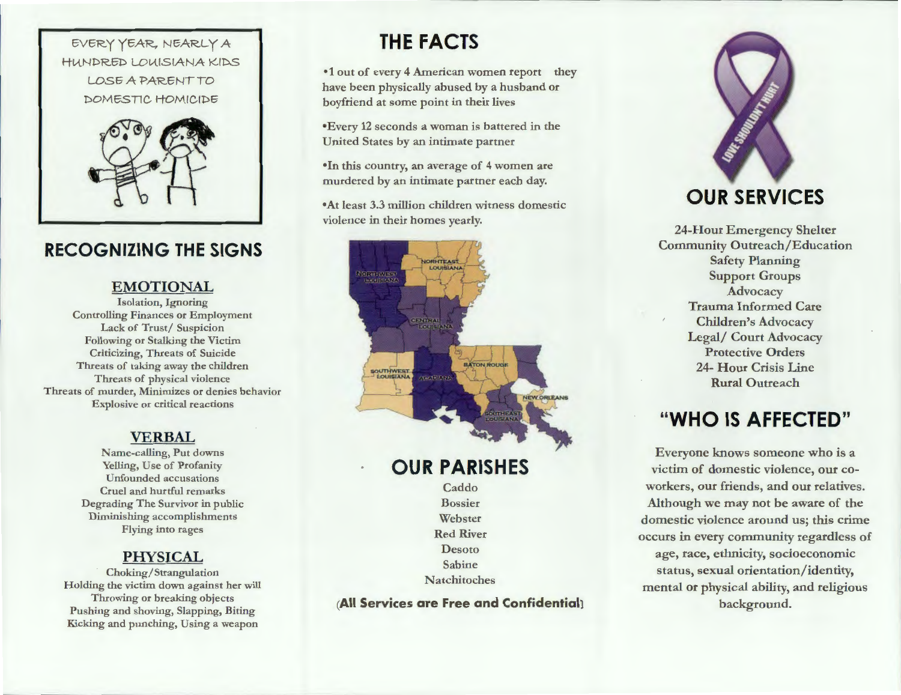EVERY YEAR, NEARLY A HUNDRED LOUISIANA KIDS LOSE A PARENT TO DOMESTIC HOMICIDE

## RECOGNIZING THE SIGNS

### EMOTIONAL

Isolation, Ignoring
Controlling Finances or Employment
Lack of Trust/ Suspicion
Following or Stalking the Victim
Criticizing, Threats of Suicide
Threats of taking away the children
Threats of physical violence
Threats of murder, Minimizes or denies behavior
Explosive or critical reactions

### VERBAL

Name-calling, Put downs
Yelling, Use of Profanity
Unfounded accusations
Cruel and hurtful remarks
Degrading The Survivor in public
Diminishing accomplishments
Flying into rages

### PHYSICAL

Choking/Strangulation
Holding the victim down against her will
Throwing or breaking objects
Pushing and shoving, Slapping, Biting
Kicking and punching, Using a weapon

## THE FACTS

- 1 out of every 4 American women report they have been physically abused by a husband or boyfriend at some point in their lives
- Every 12 seconds a woman is battered in the United States by an intimate partner
- In this country, an average of 4 women are murdered by an intimate partner each day.
- At least 3.3 million children witness domestic violence in their homes yearly.

## OUR PARISHES

Caddo
Bossier
Webster
Red River
Desoto
Sabine
Natchitoches

**(All Services are Free and Confidential)**

LOVE SHOULDN'T HURT

## OUR SERVICES

24-Hour Emergency Shelter
Community Outreach/Education
Safety Planning
Support Groups
Advocacy
Trauma Informed Care
Children's Advocacy
Legal/ Court Advocacy
Protective Orders
24- Hour Crisis Line
Rural Outreach

## "WHO IS AFFECTED"

Everyone knows someone who is a victim of domestic violence, our co-workers, our friends, and our relatives. Although we may not be aware of the domestic violence around us; this crime occurs in every community regardless of age, race, ethnicity, socioeconomic status, sexual orientation/identity, mental or physical ability, and religious background.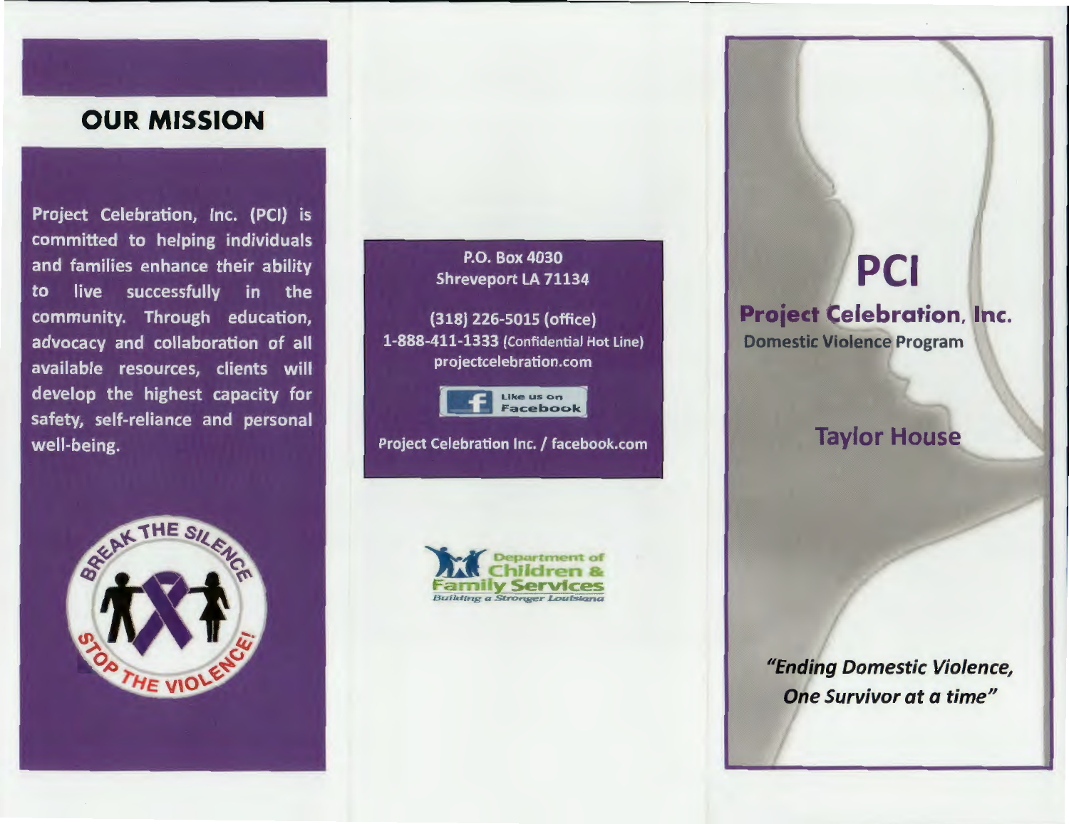## OUR MISSION

Project Celebration, Inc. (PCI) is committed to helping individuals and families enhance their ability to live successfully in the community. Through education, advocacy and collaboration of all available resources, clients will develop the highest capacity for safety, self-reliance and personal well-being.

BREAK THE SILENCE

STOP THE VIOLENCE!

P.O. Box 4030
Shreveport LA 71134

(318) 226-5015 (office)
1-888-411-1333 (Confidential Hot Line)
projectcelebration.com

Like us on Facebook

Project Celebration Inc. / facebook.com

Department of Children & Family Services
*Building a Stronger Louisiana*

# PCI

## Project Celebration, Inc.

Domestic Violence Program

### Taylor House

***"Ending Domestic Violence, One Survivor at a time"***